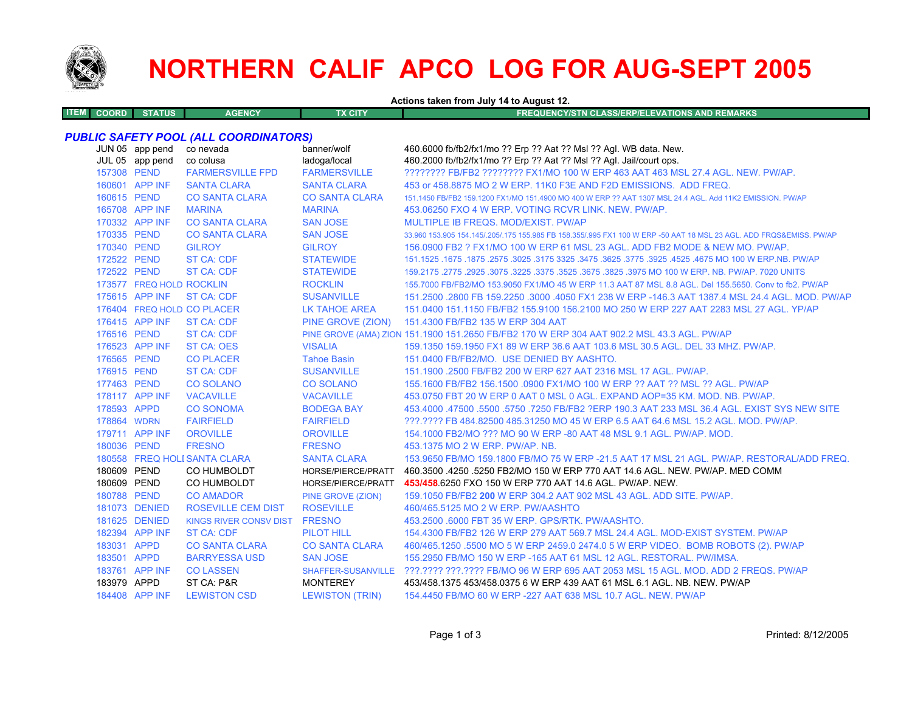# NORTHERN CALIF APCO LOG FOR AUG-SEPT 2005

**Actions taken from July 14 to August 12.**

| ITEM | COORD | STATUS | AGENCY | TX CITY | FREQUENCY/STN CLASS/ERP/ELEVATIONS AND REMARKS |
|---|---|---|---|---|---|
| ***PUBLIC SAFETY POOL (ALL COORDINATORS)*** | | | | | |
| | JUN 05 | app pend | co nevada | banner/wolf | 460.6000 fb/fb2/fx1/mo ?? Erp ?? Aat ?? Msl ?? Agl. WB data. New. |
| | JUL 05 | app pend | co colusa | ladoga/local | 460.2000 fb/fb2/fx1/mo ?? Erp ?? Aat ?? Msl ?? Agl. Jail/court ops. |
| | 157308 | PEND | FARMERSVILLE FPD | FARMERSVILLE | ???????? FB/FB2 ???????? FX1/MO 100 W ERP 463 AAT 463 MSL 27.4 AGL. NEW. PW/AP. |
| | 160601 | APP INF | SANTA CLARA | SANTA CLARA | 453 or 458.8875 MO 2 W ERP. 11K0 F3E AND F2D EMISSIONS. ADD FREQ. |
| | 160615 | PEND | CO SANTA CLARA | CO SANTA CLARA | 151.1450 FB/FB2 159.1200 FX1/MO 151.4900 MO 400 W ERP ?? AAT 1307 MSL 24.4 AGL. Add 11K2 EMISSION. PW/AP |
| | 165708 | APP INF | MARINA | MARINA | 453.06250 FXO 4 W ERP. VOTING RCVR LINK. NEW. PW/AP. |
| | 170332 | APP INF | CO SANTA CLARA | SAN JOSE | MULTIPLE IB FREQS. MOD/EXIST. PW/AP |
| | 170335 | PEND | CO SANTA CLARA | SAN JOSE | 33.960 153.905 154.145/.205/.175 155.985 FB 158.355/.995 FX1 100 W ERP -50 AAT 18 MSL 23 AGL. ADD FRQS&EMISS. PW/AP |
| | 170340 | PEND | GILROY | GILROY | 156.0900 FB2 ? FX1/MO 100 W ERP 61 MSL 23 AGL. ADD FB2 MODE & NEW MO. PW/AP. |
| | 172522 | PEND | ST CA: CDF | STATEWIDE | 151.1525 .1675 .1875 .2575 .3025 .3175 3325 .3475 .3625 .3775 .3925 .4525 .4675 MO 100 W ERP.NB. PW/AP |
| | 172522 | PEND | ST CA: CDF | STATEWIDE | 159.2175 .2775 .2925 .3075 .3225 .3375 .3525 .3675 .3825 .3975 MO 100 W ERP. NB. PW/AP. 7020 UNITS |
| | 173577 | FREQ HOLD | ROCKLIN | ROCKLIN | 155.7000 FB/FB2/MO 153.9050 FX1/MO 45 W ERP 11.3 AAT 87 MSL 8.8 AGL. Del 155.5650. Conv to fb2. PW/AP |
| | 175615 | APP INF | ST CA: CDF | SUSANVILLE | 151.2500 .2800 FB 159.2250 .3000 .4050 FX1 238 W ERP -146.3 AAT 1387.4 MSL 24.4 AGL. MOD. PW/AP |
| | 176404 | FREQ HOLD | CO PLACER | LK TAHOE AREA | 151.0400 151.1150 FB/FB2 155.9100 156.2100 MO 250 W ERP 227 AAT 2283 MSL 27 AGL. YP/AP |
| | 176415 | APP INF | ST CA: CDF | PINE GROVE (ZION) | 151.4300 FB/FB2 135 W ERP 304 AAT |
| | 176516 | PEND | ST CA: CDF | PINE GROVE (AMA) ZION | 151.1900 151.2650 FB/FB2 170 W ERP 304 AAT 902.2 MSL 43.3 AGL. PW/AP |
| | 176523 | APP INF | ST CA: OES | VISALIA | 159.1350 159.1950 FX1 89 W ERP 36.6 AAT 103.6 MSL 30.5 AGL. DEL 33 MHZ. PW/AP. |
| | 176565 | PEND | CO PLACER | Tahoe Basin | 151.0400 FB/FB2/MO. USE DENIED BY AASHTO. |
| | 176915 | PEND | ST CA: CDF | SUSANVILLE | 151.1900 .2500 FB/FB2 200 W ERP 627 AAT 2316 MSL 17 AGL. PW/AP. |
| | 177463 | PEND | CO SOLANO | CO SOLANO | 155.1600 FB/FB2 156.1500 .0900 FX1/MO 100 W ERP ?? AAT ?? MSL ?? AGL. PW/AP |
| | 178117 | APP INF | VACAVILLE | VACAVILLE | 453.0750 FBT 20 W ERP 0 AAT 0 MSL 0 AGL. EXPAND AOP=35 KM. MOD. NB. PW/AP. |
| | 178593 | APPD | CO SONOMA | BODEGA BAY | 453.4000 .47500 .5500 .5750 .7250 FB/FB2 ?ERP 190.3 AAT 233 MSL 36.4 AGL. EXIST SYS NEW SITE |
| | 178864 | WDRN | FAIRFIELD | FAIRFIELD | ???.???? FB 484.82500 485.31250 MO 45 W ERP 6.5 AAT 64.6 MSL 15.2 AGL. MOD. PW/AP. |
| | 179711 | APP INF | OROVILLE | OROVILLE | 154.1000 FB2/MO ??? MO 90 W ERP -80 AAT 48 MSL 9.1 AGL. PW/AP. MOD. |
| | 180036 | PEND | FRESNO | FRESNO | 453.1375 MO 2 W ERP. PW/AP. NB. |
| | 180558 | FREQ HOLD | SANTA CLARA | SANTA CLARA | 153.9650 FB/MO 159.1800 FB/MO 75 W ERP -21.5 AAT 17 MSL 21 AGL. PW/AP. RESTORAL/ADD FREQ. |
| | 180609 | PEND | CO HUMBOLDT | HORSE/PIERCE/PRATT | 460.3500 .4250 .5250 FB2/MO 150 W ERP 770 AAT 14.6 AGL. NEW. PW/AP. MED COMM |
| | 180609 | PEND | CO HUMBOLDT | HORSE/PIERCE/PRATT | 453/458.6250 FXO 150 W ERP 770 AAT 14.6 AGL. PW/AP. NEW. |
| | 180788 | PEND | CO AMADOR | PINE GROVE (ZION) | 159.1050 FB/FB2 **200** W ERP 304.2 AAT 902 MSL 43 AGL. ADD SITE. PW/AP. |
| | 181073 | DENIED | ROSEVILLE CEM DIST | ROSEVILLE | 460/465.5125 MO 2 W ERP. PW/AASHTO |
| | 181625 | DENIED | KINGS RIVER CONSV DIST | FRESNO | 453.2500 .6000 FBT 35 W ERP. GPS/RTK. PW/AASHTO. |
| | 182394 | APP INF | ST CA: CDF | PILOT HILL | 154.4300 FB/FB2 126 W ERP 279 AAT 569.7 MSL 24.4 AGL. MOD-EXIST SYSTEM. PW/AP |
| | 183031 | APPD | CO SANTA CLARA | CO SANTA CLARA | 460/465.1250 .5500 MO 5 W ERP 2459.0 2474.0 5 W ERP VIDEO. BOMB ROBOTS (2). PW/AP |
| | 183501 | APPD | BARRYESSA USD | SAN JOSE | 155.2950 FB/MO 150 W ERP -165 AAT 61 MSL 12 AGL. RESTORAL. PW/IMSA. |
| | 183761 | APP INF | CO LASSEN | SHAFFER-SUSANVILLE | ???.???? ???.???? FB/MO 96 W ERP 695 AAT 2053 MSL 15 AGL. MOD. ADD 2 FREQS. PW/AP |
| | 183979 | APPD | ST CA: P&R | MONTEREY | 453/458.1375 453/458.0375 6 W ERP 439 AAT 61 MSL 6.1 AGL. NB. NEW. PW/AP |
| | 184408 | APP INF | LEWISTON CSD | LEWISTON (TRIN) | 154.4450 FB/MO 60 W ERP -227 AAT 638 MSL 10.7 AGL. NEW. PW/AP |

Printed: 8/12/2005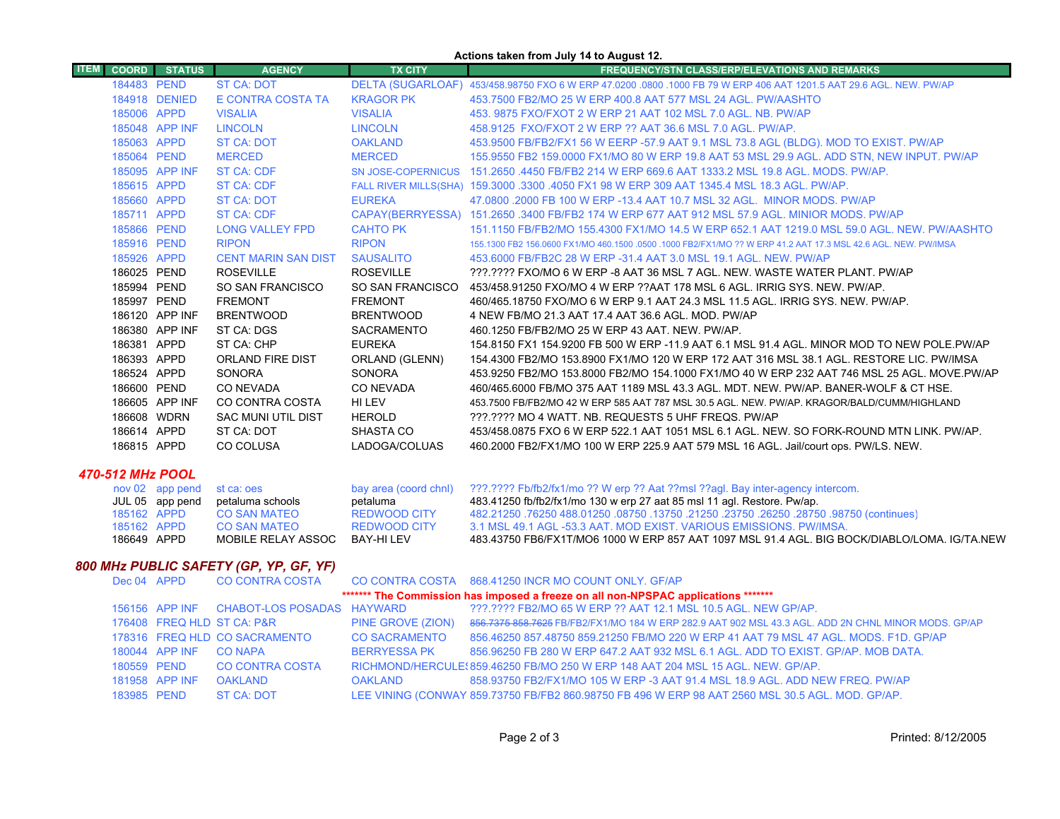**Actions taken from July 14 to August 12.**

| ITEM | COORD | STATUS | AGENCY | TX CITY | FREQUENCY/STN CLASS/ERP/ELEVATIONS AND REMARKS |
|---|---|---|---|---|---|
| | 184483 | PEND | ST CA: DOT | DELTA (SUGARLOAF) | 453/458.98750 FXO 6 W ERP 47.0200 .0800 .1000 FB 79 W ERP 406 AAT 1201.5 AAT 29.6 AGL. NEW. PW/AP |
| | 184918 | DENIED | E CONTRA COSTA TA | KRAGOR PK | 453.7500 FB2/MO 25 W ERP 400.8 AAT 577 MSL 24 AGL. PW/AASHTO |
| | 185006 | APPD | VISALIA | VISALIA | 453. 9875 FXO/FXOT 2 W ERP 21 AAT 102 MSL 7.0 AGL. NB. PW/AP |
| | 185048 | APP INF | LINCOLN | LINCOLN | 458.9125 FXO/FXOT 2 W ERP ?? AAT 36.6 MSL 7.0 AGL. PW/AP. |
| | 185063 | APPD | ST CA: DOT | OAKLAND | 453.9500 FB/FB2/FX1 56 W EERP -57.9 AAT 9.1 MSL 73.8 AGL (BLDG). MOD TO EXIST. PW/AP |
| | 185064 | PEND | MERCED | MERCED | 155.9550 FB2 159.0000 FX1/MO 80 W ERP 19.8 AAT 53 MSL 29.9 AGL. ADD STN, NEW INPUT. PW/AP |
| | 185095 | APP INF | ST CA: CDF | SN JOSE-COPERNICUS | 151.2650 .4450 FB/FB2 214 W ERP 669.6 AAT 1333.2 MSL 19.8 AGL. MODS. PW/AP. |
| | 185615 | APPD | ST CA: CDF | FALL RIVER MILLS(SHA) | 159.3000 .3300 .4050 FX1 98 W ERP 309 AAT 1345.4 MSL 18.3 AGL. PW/AP. |
| | 185660 | APPD | ST CA: DOT | EUREKA | 47.0800 .2000 FB 100 W ERP -13.4 AAT 10.7 MSL 32 AGL. MINOR MODS. PW/AP |
| | 185711 | APPD | ST CA: CDF | CAPAY(BERRYESSA) | 151.2650 .3400 FB/FB2 174 W ERP 677 AAT 912 MSL 57.9 AGL. MINIOR MODS. PW/AP |
| | 185866 | PEND | LONG VALLEY FPD | CAHTO PK | 151.1150 FB/FB2/MO 155.4300 FX1/MO 14.5 W ERP 652.1 AAT 1219.0 MSL 59.0 AGL. NEW. PW/AASHTO |
| | 185916 | PEND | RIPON | RIPON | 155.1300 FB2 156.0600 FX1/MO 460.1500 .0500 .1000 FB2/FX1/MO ?? W ERP 41.2 AAT 17.3 MSL 42.6 AGL. NEW. PW/IMSA |
| | 185926 | APPD | CENT MARIN SAN DIST | SAUSALITO | 453.6000 FB/FB2C 28 W ERP -31.4 AAT 3.0 MSL 19.1 AGL. NEW. PW/AP |
| | 186025 | PEND | ROSEVILLE | ROSEVILLE | ???.???? FXO/MO 6 W ERP -8 AAT 36 MSL 7 AGL. NEW. WASTE WATER PLANT. PW/AP |
| | 185994 | PEND | SO SAN FRANCISCO | SO SAN FRANCISCO | 453/458.91250 FXO/MO 4 W ERP ??AAT 178 MSL 6 AGL. IRRIG SYS. NEW. PW/AP. |
| | 185997 | PEND | FREMONT | FREMONT | 460/465.18750 FXO/MO 6 W ERP 9.1 AAT 24.3 MSL 11.5 AGL. IRRIG SYS. NEW. PW/AP. |
| | 186120 | APP INF | BRENTWOOD | BRENTWOOD | 4 NEW FB/MO 21.3 AAT 17.4 AAT 36.6 AGL. MOD. PW/AP |
| | 186380 | APP INF | ST CA: DGS | SACRAMENTO | 460.1250 FB/FB2/MO 25 W ERP 43 AAT. NEW. PW/AP. |
| | 186381 | APPD | ST CA: CHP | EUREKA | 154.8150 FX1 154.9200 FB 500 W ERP -11.9 AAT 6.1 MSL 91.4 AGL. MINOR MOD TO NEW POLE.PW/AP |
| | 186393 | APPD | ORLAND FIRE DIST | ORLAND (GLENN) | 154.4300 FB2/MO 153.8900 FX1/MO 120 W ERP 172 AAT 316 MSL 38.1 AGL. RESTORE LIC. PW/IMSA |
| | 186524 | APPD | SONORA | SONORA | 453.9250 FB2/MO 153.8000 FB2/MO 154.1000 FX1/MO 40 W ERP 232 AAT 746 MSL 25 AGL. MOVE.PW/AP |
| | 186600 | PEND | CO NEVADA | CO NEVADA | 460/465.6000 FB/MO 375 AAT 1189 MSL 43.3 AGL. MDT. NEW. PW/AP. BANER-WOLF & CT HSE. |
| | 186605 | APP INF | CO CONTRA COSTA | HI LEV | 453.7500 FB/FB2/MO 42 W ERP 585 AAT 787 MSL 30.5 AGL. NEW. PW/AP. KRAGOR/BALD/CUMM/HIGHLAND |
| | 186608 | WDRN | SAC MUNI UTIL DIST | HEROLD | ???.???? MO 4 WATT. NB. REQUESTS 5 UHF FREQS. PW/AP |
| | 186614 | APPD | ST CA: DOT | SHASTA CO | 453/458.0875 FXO 6 W ERP 522.1 AAT 1051 MSL 6.1 AGL. NEW. SO FORK-ROUND MTN LINK. PW/AP. |
| | 186815 | APPD | CO COLUSA | LADOGA/COLUAS | 460.2000 FB2/FX1/MO 100 W ERP 225.9 AAT 579 MSL 16 AGL. Jail/court ops. PW/LS. NEW. |

## *470-512 MHz POOL*

| ITEM | COORD | STATUS | AGENCY | TX CITY | FREQUENCY/STN CLASS/ERP/ELEVATIONS AND REMARKS |
|---|---|---|---|---|---|
| | nov 02 | app pend | st ca: oes | bay area (coord chnl) | ???.???? Fb/fb2/fx1/mo ?? W erp ?? Aat ??msl ??agl. Bay inter-agency intercom. |
| | JUL 05 | app pend | petaluma schools | petaluma | 483.41250 fb/fb2/fx1/mo 130 w erp 27 aat 85 msl 11 agl. Restore. Pw/ap. |
| | 185162 | APPD | CO SAN MATEO | REDWOOD CITY | 482.21250 .76250 488.01250 .08750 .13750 .21250 .23750 .26250 .28750 .98750 (continues) |
| | 185162 | APPD | CO SAN MATEO | REDWOOD CITY | 3.1 MSL 49.1 AGL -53.3 AAT. MOD EXIST. VARIOUS EMISSIONS. PW/IMSA. |
| | 186649 | APPD | MOBILE RELAY ASSOC | BAY-HI LEV | 483.43750 FB6/FX1T/MO6 1000 W ERP 857 AAT 1097 MSL 91.4 AGL. BIG BOCK/DIABLO/LOMA. IG/TA.NEW |

## *800 MHz PUBLIC SAFETY (GP, YP, GF, YF)*

| ITEM | COORD | STATUS | AGENCY | TX CITY | FREQUENCY/STN CLASS/ERP/ELEVATIONS AND REMARKS |
|---|---|---|---|---|---|
| | Dec 04 | APPD | CO CONTRA COSTA | CO CONTRA COSTA | 868.41250 INCR MO COUNT ONLY. GF/AP |
| | | | | | **\*\*\*\*\*\*\* The Commission has imposed a freeze on all non-NPSPAC applications \*\*\*\*\*\*\*** |
| | 156156 | APP INF | CHABOT-LOS POSADAS | HAYWARD | ???.???? FB2/MO 65 W ERP ?? AAT 12.1 MSL 10.5 AGL. NEW GP/AP. |
| | 176408 | FREQ HLD | ST CA: P&R | PINE GROVE (ZION) | ~~856.7375 858.7625~~ FB/FB2/FX1/MO 184 W ERP 282.9 AAT 902 MSL 43.3 AGL. ADD 2N CHNL MINOR MODS. GP/AP |
| | 178316 | FREQ HLD | CO SACRAMENTO | CO SACRAMENTO | 856.46250 857.48750 859.21250 FB/MO 220 W ERP 41 AAT 79 MSL 47 AGL. MODS. F1D. GP/AP |
| | 180044 | APP INF | CO NAPA | BERRYESSA PK | 856.96250 FB 280 W ERP 647.2 AAT 932 MSL 6.1 AGL. ADD TO EXIST. GP/AP. MOB DATA. |
| | 180559 | PEND | CO CONTRA COSTA | RICHMOND/HERCULES | 859.46250 FB/MO 250 W ERP 148 AAT 204 MSL 15 AGL. NEW. GP/AP. |
| | 181958 | APP INF | OAKLAND | OAKLAND | 858.93750 FB2/FX1/MO 105 W ERP -3 AAT 91.4 MSL 18.9 AGL. ADD NEW FREQ. PW/AP |
| | 183985 | PEND | ST CA: DOT | LEE VINING (CONWAY | 859.73750 FB/FB2 860.98750 FB 496 W ERP 98 AAT 2560 MSL 30.5 AGL. MOD. GP/AP. |

Printed: 8/12/2005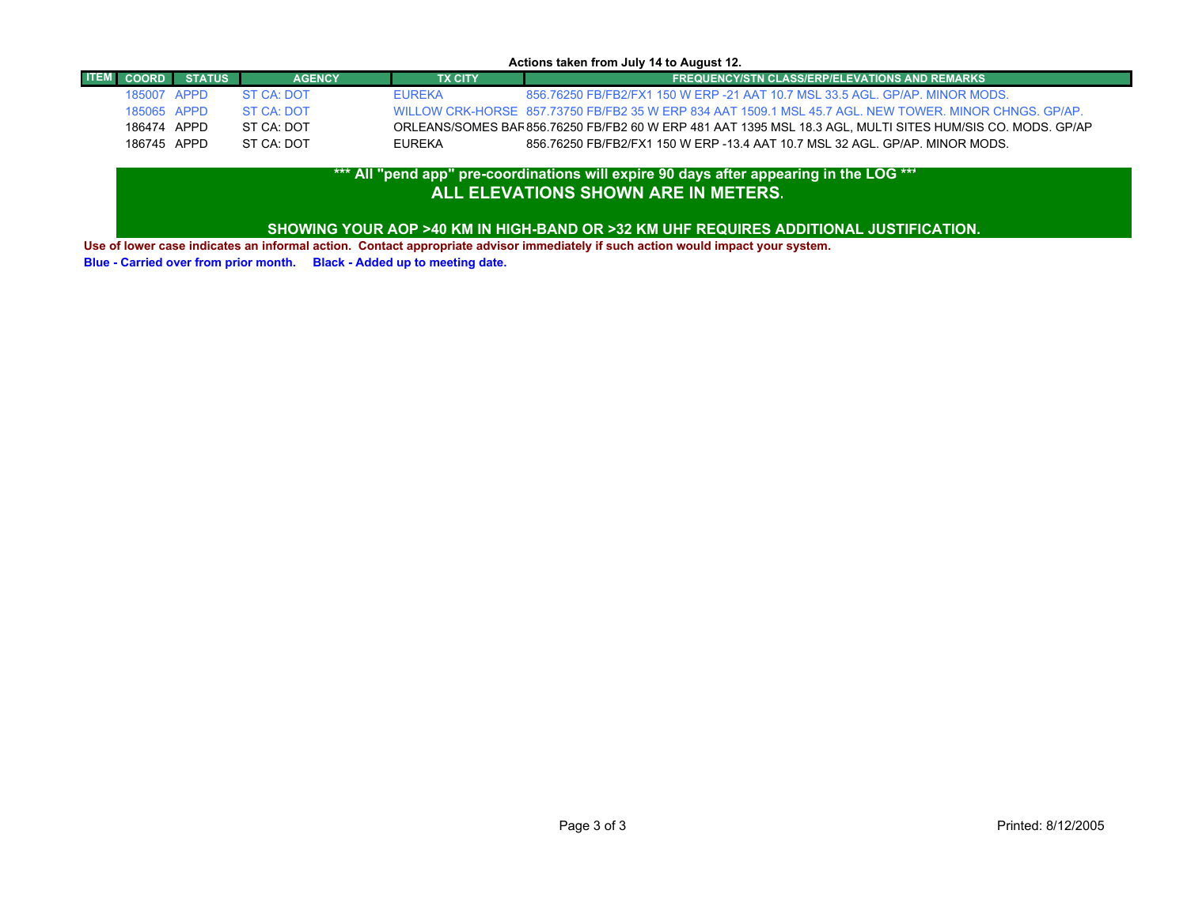**Actions taken from July 14 to August 12.**

| ITEM | COORD | STATUS | AGENCY | TX CITY | FREQUENCY/STN CLASS/ERP/ELEVATIONS AND REMARKS |
|---|---|---|---|---|---|
| | 185007 | APPD | ST CA: DOT | EUREKA | 856.76250 FB/FB2/FX1 150 W ERP -21 AAT 10.7 MSL 33.5 AGL. GP/AP. MINOR MODS. |
| | 185065 | APPD | ST CA: DOT | WILLOW CRK-HORSE | 857.73750 FB/FB2 35 W ERP 834 AAT 1509.1 MSL 45.7 AGL. NEW TOWER. MINOR CHNGS. GP/AP. |
| | 186474 | APPD | ST CA: DOT | ORLEANS/SOMES BAR | 856.76250 FB/FB2 60 W ERP 481 AAT 1395 MSL 18.3 AGL, MULTI SITES HUM/SIS CO. MODS. GP/AP |
| | 186745 | APPD | ST CA: DOT | EUREKA | 856.76250 FB/FB2/FX1 150 W ERP -13.4 AAT 10.7 MSL 32 AGL. GP/AP. MINOR MODS. |

**\*\*\* All "pend app" pre-coordinations will expire 90 days after appearing in the LOG \*\*\***

**ALL ELEVATIONS SHOWN ARE IN METERS.**

**SHOWING YOUR AOP >40 KM IN HIGH-BAND OR >32 KM UHF REQUIRES ADDITIONAL JUSTIFICATION.**

**Use of lower case indicates an informal action. Contact appropriate advisor immediately if such action would impact your system.**

**Blue - Carried over from prior month.    Black - Added up to meeting date.**

Printed: 8/12/2005